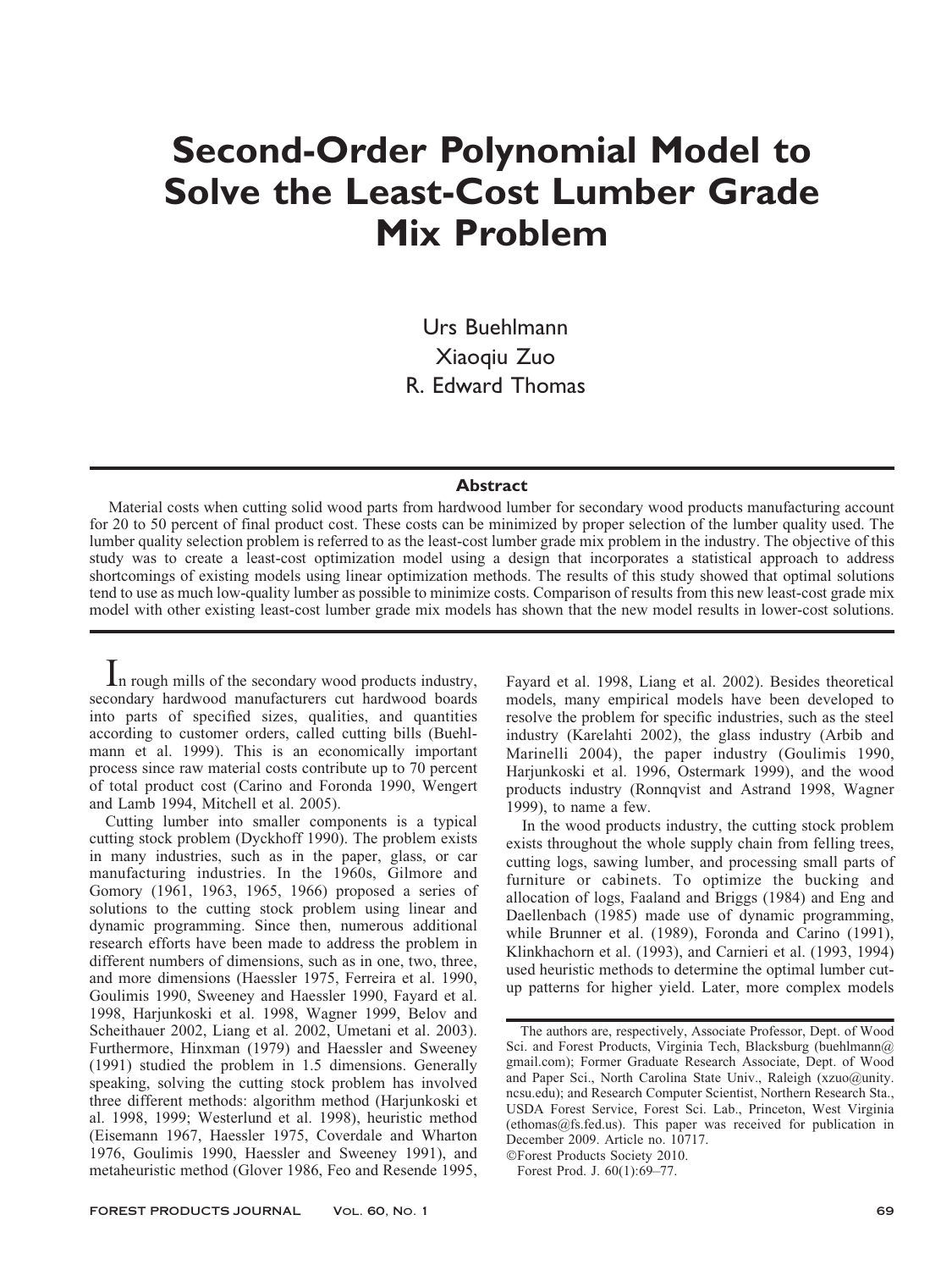# Second-Order Polynomial Model to Solve the Least-Cost Lumber Grade Mix Problem

Urs Buehlmann
Xiaoqiu Zuo
R. Edward Thomas

## Abstract

Material costs when cutting solid wood parts from hardwood lumber for secondary wood products manufacturing account for 20 to 50 percent of final product cost. These costs can be minimized by proper selection of the lumber quality used. The lumber quality selection problem is referred to as the least-cost lumber grade mix problem in the industry. The objective of this study was to create a least-cost optimization model using a design that incorporates a statistical approach to address shortcomings of existing models using linear optimization methods. The results of this study showed that optimal solutions tend to use as much low-quality lumber as possible to minimize costs. Comparison of results from this new least-cost grade mix model with other existing least-cost lumber grade mix models has shown that the new model results in lower-cost solutions.

In rough mills of the secondary wood products industry, secondary hardwood manufacturers cut hardwood boards into parts of specified sizes, qualities, and quantities according to customer orders, called cutting bills (Buehlmann et al. 1999). This is an economically important process since raw material costs contribute up to 70 percent of total product cost (Carino and Foronda 1990, Wengert and Lamb 1994, Mitchell et al. 2005).

Cutting lumber into smaller components is a typical cutting stock problem (Dyckhoff 1990). The problem exists in many industries, such as in the paper, glass, or car manufacturing industries. In the 1960s, Gilmore and Gomory (1961, 1963, 1965, 1966) proposed a series of solutions to the cutting stock problem using linear and dynamic programming. Since then, numerous additional research efforts have been made to address the problem in different numbers of dimensions, such as in one, two, three, and more dimensions (Haessler 1975, Ferreira et al. 1990, Goulimis 1990, Sweeney and Haessler 1990, Fayard et al. 1998, Harjunkoski et al. 1998, Wagner 1999, Belov and Scheithauer 2002, Liang et al. 2002, Umetani et al. 2003). Furthermore, Hinxman (1979) and Haessler and Sweeney (1991) studied the problem in 1.5 dimensions. Generally speaking, solving the cutting stock problem has involved three different methods: algorithm method (Harjunkoski et al. 1998, 1999; Westerlund et al. 1998), heuristic method (Eisemann 1967, Haessler 1975, Coverdale and Wharton 1976, Goulimis 1990, Haessler and Sweeney 1991), and metaheuristic method (Glover 1986, Feo and Resende 1995, Fayard et al. 1998, Liang et al. 2002). Besides theoretical models, many empirical models have been developed to resolve the problem for specific industries, such as the steel industry (Karelahti 2002), the glass industry (Arbib and Marinelli 2004), the paper industry (Goulimis 1990, Harjunkoski et al. 1996, Ostermark 1999), and the wood products industry (Ronnqvist and Astrand 1998, Wagner 1999), to name a few.

In the wood products industry, the cutting stock problem exists throughout the whole supply chain from felling trees, cutting logs, sawing lumber, and processing small parts of furniture or cabinets. To optimize the bucking and allocation of logs, Faaland and Briggs (1984) and Eng and Daellenbach (1985) made use of dynamic programming, while Brunner et al. (1989), Foronda and Carino (1991), Klinkhachorn et al. (1993), and Carnieri et al. (1993, 1994) used heuristic methods to determine the optimal lumber cut-up patterns for higher yield. Later, more complex models

The authors are, respectively, Associate Professor, Dept. of Wood Sci. and Forest Products, Virginia Tech, Blacksburg (buehlmann@gmail.com); Former Graduate Research Associate, Dept. of Wood and Paper Sci., North Carolina State Univ., Raleigh (xzuo@unity.ncsu.edu); and Research Computer Scientist, Northern Research Sta., USDA Forest Service, Forest Sci. Lab., Princeton, West Virginia (ethomas@fs.fed.us). This paper was received for publication in December 2009. Article no. 10717.

©Forest Products Society 2010.

Forest Prod. J. 60(1):69–77.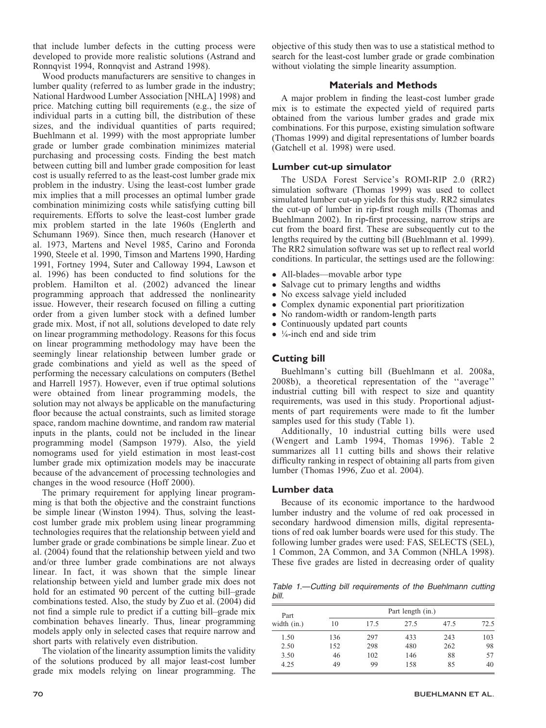that include lumber defects in the cutting process were developed to provide more realistic solutions (Astrand and Ronnqvist 1994, Ronnqvist and Astrand 1998).

Wood products manufacturers are sensitive to changes in lumber quality (referred to as lumber grade in the industry; National Hardwood Lumber Association [NHLA] 1998) and price. Matching cutting bill requirements (e.g., the size of individual parts in a cutting bill, the distribution of these sizes, and the individual quantities of parts required; Buehlmann et al. 1999) with the most appropriate lumber grade or lumber grade combination minimizes material purchasing and processing costs. Finding the best match between cutting bill and lumber grade composition for least cost is usually referred to as the least-cost lumber grade mix problem in the industry. Using the least-cost lumber grade mix implies that a mill processes an optimal lumber grade combination minimizing costs while satisfying cutting bill requirements. Efforts to solve the least-cost lumber grade mix problem started in the late 1960s (Englerth and Schumann 1969). Since then, much research (Hanover et al. 1973, Martens and Nevel 1985, Carino and Foronda 1990, Steele et al. 1990, Timson and Martens 1990, Harding 1991, Fortney 1994, Suter and Calloway 1994, Lawson et al. 1996) has been conducted to find solutions for the problem. Hamilton et al. (2002) advanced the linear programming approach that addressed the nonlinearity issue. However, their research focused on filling a cutting order from a given lumber stock with a defined lumber grade mix. Most, if not all, solutions developed to date rely on linear programming methodology. Reasons for this focus on linear programming methodology may have been the seemingly linear relationship between lumber grade or grade combinations and yield as well as the speed of performing the necessary calculations on computers (Bethel and Harrell 1957). However, even if true optimal solutions were obtained from linear programming models, the solution may not always be applicable on the manufacturing floor because the actual constraints, such as limited storage space, random machine downtime, and random raw material inputs in the plants, could not be included in the linear programming model (Sampson 1979). Also, the yield nomograms used for yield estimation in most least-cost lumber grade mix optimization models may be inaccurate because of the advancement of processing technologies and changes in the wood resource (Hoff 2000).

The primary requirement for applying linear programming is that both the objective and the constraint functions be simple linear (Winston 1994). Thus, solving the least-cost lumber grade mix problem using linear programming technologies requires that the relationship between yield and lumber grade or grade combinations be simple linear. Zuo et al. (2004) found that the relationship between yield and two and/or three lumber grade combinations are not always linear. In fact, it was shown that the simple linear relationship between yield and lumber grade mix does not hold for an estimated 90 percent of the cutting bill–grade combinations tested. Also, the study by Zuo et al. (2004) did not find a simple rule to predict if a cutting bill–grade mix combination behaves linearly. Thus, linear programming models apply only in selected cases that require narrow and short parts with relatively even distribution.

The violation of the linearity assumption limits the validity of the solutions produced by all major least-cost lumber grade mix models relying on linear programming. The objective of this study then was to use a statistical method to search for the least-cost lumber grade or grade combination without violating the simple linearity assumption.

## Materials and Methods

A major problem in finding the least-cost lumber grade mix is to estimate the expected yield of required parts obtained from the various lumber grades and grade mix combinations. For this purpose, existing simulation software (Thomas 1999) and digital representations of lumber boards (Gatchell et al. 1998) were used.

### Lumber cut-up simulator

The USDA Forest Service's ROMI-RIP 2.0 (RR2) simulation software (Thomas 1999) was used to collect simulated lumber cut-up yields for this study. RR2 simulates the cut-up of lumber in rip-first rough mills (Thomas and Buehlmann 2002). In rip-first processing, narrow strips are cut from the board first. These are subsequently cut to the lengths required by the cutting bill (Buehlmann et al. 1999). The RR2 simulation software was set up to reflect real world conditions. In particular, the settings used are the following:

- All-blades—movable arbor type
- Salvage cut to primary lengths and widths
- No excess salvage yield included
- Complex dynamic exponential part prioritization
- No random-width or random-length parts
- Continuously updated part counts
- ¼-inch end and side trim

### Cutting bill

Buehlmann's cutting bill (Buehlmann et al. 2008a, 2008b), a theoretical representation of the ''average'' industrial cutting bill with respect to size and quantity requirements, was used in this study. Proportional adjustments of part requirements were made to fit the lumber samples used for this study (Table 1).

Additionally, 10 industrial cutting bills were used (Wengert and Lamb 1994, Thomas 1996). Table 2 summarizes all 11 cutting bills and shows their relative difficulty ranking in respect of obtaining all parts from given lumber (Thomas 1996, Zuo et al. 2004).

### Lumber data

Because of its economic importance to the hardwood lumber industry and the volume of red oak processed in secondary hardwood dimension mills, digital representations of red oak lumber boards were used for this study. The following lumber grades were used: FAS, SELECTS (SEL), 1 Common, 2A Common, and 3A Common (NHLA 1998). These five grades are listed in decreasing order of quality

*Table 1.—Cutting bill requirements of the Buehlmann cutting bill.*

| Part width (in.) | Part length (in.) | | | | |
|---|---|---|---|---|---|
| | 10 | 17.5 | 27.5 | 47.5 | 72.5 |
| 1.50 | 136 | 297 | 433 | 243 | 103 |
| 2.50 | 152 | 298 | 480 | 262 | 98 |
| 3.50 | 46 | 102 | 146 | 88 | 57 |
| 4.25 | 49 | 99 | 158 | 85 | 40 |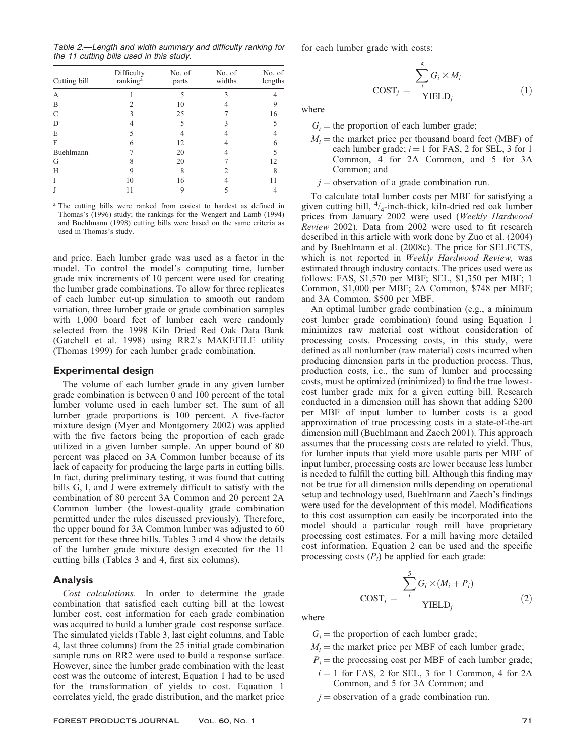Table 2.—Length and width summary and difficulty ranking for the 11 cutting bills used in this study.

| Cutting bill | Difficulty ranking[a] | No. of parts | No. of widths | No. of lengths |
|---|---|---|---|---|
| A | 1 | 5 | 3 | 4 |
| B | 2 | 10 | 4 | 9 |
| C | 3 | 25 | 7 | 16 |
| D | 4 | 5 | 3 | 5 |
| E | 5 | 4 | 4 | 4 |
| F | 6 | 12 | 4 | 6 |
| Buehlmann | 7 | 20 | 4 | 5 |
| G | 8 | 20 | 7 | 12 |
| H | 9 | 8 | 2 | 8 |
| I | 10 | 16 | 4 | 11 |
| J | 11 | 9 | 5 | 4 |

[a] The cutting bills were ranked from easiest to hardest as defined in Thomas's (1996) study; the rankings for the Wengert and Lamb (1994) and Buehlmann (1998) cutting bills were based on the same criteria as used in Thomas's study.

and price. Each lumber grade was used as a factor in the model. To control the model's computing time, lumber grade mix increments of 10 percent were used for creating the lumber grade combinations. To allow for three replicates of each lumber cut-up simulation to smooth out random variation, three lumber grade or grade combination samples with 1,000 board feet of lumber each were randomly selected from the 1998 Kiln Dried Red Oak Data Bank (Gatchell et al. 1998) using RR2's MAKEFILE utility (Thomas 1999) for each lumber grade combination.

## Experimental design

The volume of each lumber grade in any given lumber grade combination is between 0 and 100 percent of the total lumber volume used in each lumber set. The sum of all lumber grade proportions is 100 percent. A five-factor mixture design (Myer and Montgomery 2002) was applied with the five factors being the proportion of each grade utilized in a given lumber sample. An upper bound of 80 percent was placed on 3A Common lumber because of its lack of capacity for producing the large parts in cutting bills. In fact, during preliminary testing, it was found that cutting bills G, I, and J were extremely difficult to satisfy with the combination of 80 percent 3A Common and 20 percent 2A Common lumber (the lowest-quality grade combination permitted under the rules discussed previously). Therefore, the upper bound for 3A Common lumber was adjusted to 60 percent for these three bills. Tables 3 and 4 show the details of the lumber grade mixture design executed for the 11 cutting bills (Tables 3 and 4, first six columns).

## Analysis

*Cost calculations*.—In order to determine the grade combination that satisfied each cutting bill at the lowest lumber cost, cost information for each grade combination was acquired to build a lumber grade–cost response surface. The simulated yields (Table 3, last eight columns, and Table 4, last three columns) from the 25 initial grade combination sample runs on RR2 were used to build a response surface. However, since the lumber grade combination with the least cost was the outcome of interest, Equation 1 had to be used for the transformation of yields to cost. Equation 1 correlates yield, the grade distribution, and the market price for each lumber grade with costs:

$$\mathrm{COST}_j = \frac{\sum_{i}^{5} G_i \times M_i}{\mathrm{YIELD}_j} \tag{1}$$

where

$G_i$ = the proportion of each lumber grade;

$M_i$ = the market price per thousand board feet (MBF) of each lumber grade; $i = 1$ for FAS, 2 for SEL, 3 for 1 Common, 4 for 2A Common, and 5 for 3A Common; and

$j$ = observation of a grade combination run.

To calculate total lumber costs per MBF for satisfying a given cutting bill, $^4/_4$-inch-thick, kiln-dried red oak lumber prices from January 2002 were used (*Weekly Hardwood Review* 2002). Data from 2002 were used to fit research described in this article with work done by Zuo et al. (2004) and by Buehlmann et al. (2008c). The price for SELECTS, which is not reported in *Weekly Hardwood Review,* was estimated through industry contacts. The prices used were as follows: FAS, $1,570 per MBF; SEL, $1,350 per MBF; 1 Common, $1,000 per MBF; 2A Common, $748 per MBF; and 3A Common, $500 per MBF.

An optimal lumber grade combination (e.g., a minimum cost lumber grade combination) found using Equation 1 minimizes raw material cost without consideration of processing costs. Processing costs, in this study, were defined as all nonlumber (raw material) costs incurred when producing dimension parts in the production process. Thus, production costs, i.e., the sum of lumber and processing costs, must be optimized (minimized) to find the true lowest-cost lumber grade mix for a given cutting bill. Research conducted in a dimension mill has shown that adding $200 per MBF of input lumber to lumber costs is a good approximation of true processing costs in a state-of-the-art dimension mill (Buehlmann and Zaech 2001). This approach assumes that the processing costs are related to yield. Thus, for lumber inputs that yield more usable parts per MBF of input lumber, processing costs are lower because less lumber is needed to fulfill the cutting bill. Although this finding may not be true for all dimension mills depending on operational setup and technology used, Buehlmann and Zaech's findings were used for the development of this model. Modifications to this cost assumption can easily be incorporated into the model should a particular rough mill have proprietary processing cost estimates. For a mill having more detailed cost information, Equation 2 can be used and the specific processing costs ($P_i$) be applied for each grade:

$$\mathrm{COST}_j = \frac{\sum_{i}^{5} G_i \times (M_i + P_i)}{\mathrm{YIELD}_j} \tag{2}$$

where

$G_i$ = the proportion of each lumber grade;

$M_i$ = the market price per MBF of each lumber grade;

$P_i$ = the processing cost per MBF of each lumber grade;

$i = 1$ for FAS, 2 for SEL, 3 for 1 Common, 4 for 2A Common, and 5 for 3A Common; and

$j$ = observation of a grade combination run.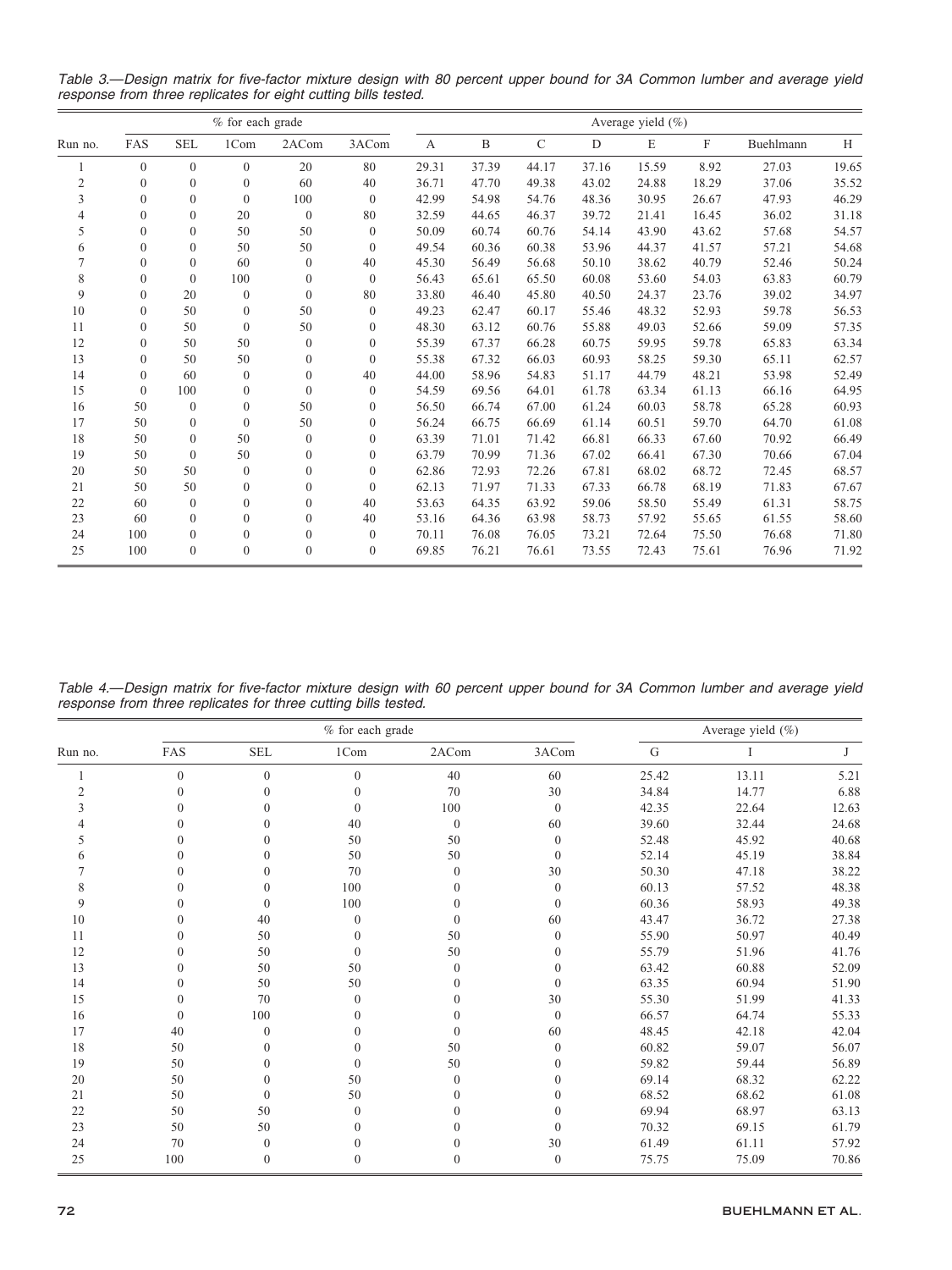*Table 3.—Design matrix for five-factor mixture design with 80 percent upper bound for 3A Common lumber and average yield response from three replicates for eight cutting bills tested.*

| Run no. | % for each grade | | | | | Average yield (%) | | | | | | | |
|---|---|---|---|---|---|---|---|---|---|---|---|---|---|
| | FAS | SEL | 1Com | 2ACom | 3ACom | A | B | C | D | E | F | Buehlmann | H |
| 1 | 0 | 0 | 0 | 20 | 80 | 29.31 | 37.39 | 44.17 | 37.16 | 15.59 | 8.92 | 27.03 | 19.65 |
| 2 | 0 | 0 | 0 | 60 | 40 | 36.71 | 47.70 | 49.38 | 43.02 | 24.88 | 18.29 | 37.06 | 35.52 |
| 3 | 0 | 0 | 0 | 100 | 0 | 42.99 | 54.98 | 54.76 | 48.36 | 30.95 | 26.67 | 47.93 | 46.29 |
| 4 | 0 | 0 | 20 | 0 | 80 | 32.59 | 44.65 | 46.37 | 39.72 | 21.41 | 16.45 | 36.02 | 31.18 |
| 5 | 0 | 0 | 50 | 50 | 0 | 50.09 | 60.74 | 60.76 | 54.14 | 43.90 | 43.62 | 57.68 | 54.57 |
| 6 | 0 | 0 | 50 | 50 | 0 | 49.54 | 60.36 | 60.38 | 53.96 | 44.37 | 41.57 | 57.21 | 54.68 |
| 7 | 0 | 0 | 60 | 0 | 40 | 45.30 | 56.49 | 56.68 | 50.10 | 38.62 | 40.79 | 52.46 | 50.24 |
| 8 | 0 | 0 | 100 | 0 | 0 | 56.43 | 65.61 | 65.50 | 60.08 | 53.60 | 54.03 | 63.83 | 60.79 |
| 9 | 0 | 20 | 0 | 0 | 80 | 33.80 | 46.40 | 45.80 | 40.50 | 24.37 | 23.76 | 39.02 | 34.97 |
| 10 | 0 | 50 | 0 | 50 | 0 | 49.23 | 62.47 | 60.17 | 55.46 | 48.32 | 52.93 | 59.78 | 56.53 |
| 11 | 0 | 50 | 0 | 50 | 0 | 48.30 | 63.12 | 60.76 | 55.88 | 49.03 | 52.66 | 59.09 | 57.35 |
| 12 | 0 | 50 | 50 | 0 | 0 | 55.39 | 67.37 | 66.28 | 60.75 | 59.95 | 59.78 | 65.83 | 63.34 |
| 13 | 0 | 50 | 50 | 0 | 0 | 55.38 | 67.32 | 66.03 | 60.93 | 58.25 | 59.30 | 65.11 | 62.57 |
| 14 | 0 | 60 | 0 | 0 | 40 | 44.00 | 58.96 | 54.83 | 51.17 | 44.79 | 48.21 | 53.98 | 52.49 |
| 15 | 0 | 100 | 0 | 0 | 0 | 54.59 | 69.56 | 64.01 | 61.78 | 63.34 | 61.13 | 66.16 | 64.95 |
| 16 | 50 | 0 | 0 | 50 | 0 | 56.50 | 66.74 | 67.00 | 61.24 | 60.03 | 58.78 | 65.28 | 60.93 |
| 17 | 50 | 0 | 0 | 50 | 0 | 56.24 | 66.75 | 66.69 | 61.14 | 60.51 | 59.70 | 64.70 | 61.08 |
| 18 | 50 | 0 | 50 | 0 | 0 | 63.39 | 71.01 | 71.42 | 66.81 | 66.33 | 67.60 | 70.92 | 66.49 |
| 19 | 50 | 0 | 50 | 0 | 0 | 63.79 | 70.99 | 71.36 | 67.02 | 66.41 | 67.30 | 70.66 | 67.04 |
| 20 | 50 | 50 | 0 | 0 | 0 | 62.86 | 72.93 | 72.26 | 67.81 | 68.02 | 68.72 | 72.45 | 68.57 |
| 21 | 50 | 50 | 0 | 0 | 0 | 62.13 | 71.97 | 71.33 | 67.33 | 66.78 | 68.19 | 71.83 | 67.67 |
| 22 | 60 | 0 | 0 | 0 | 40 | 53.63 | 64.35 | 63.92 | 59.06 | 58.50 | 55.49 | 61.31 | 58.75 |
| 23 | 60 | 0 | 0 | 0 | 40 | 53.16 | 64.36 | 63.98 | 58.73 | 57.92 | 55.65 | 61.55 | 58.60 |
| 24 | 100 | 0 | 0 | 0 | 0 | 70.11 | 76.08 | 76.05 | 73.21 | 72.64 | 75.50 | 76.68 | 71.80 |
| 25 | 100 | 0 | 0 | 0 | 0 | 69.85 | 76.21 | 76.61 | 73.55 | 72.43 | 75.61 | 76.96 | 71.92 |

*Table 4.—Design matrix for five-factor mixture design with 60 percent upper bound for 3A Common lumber and average yield response from three replicates for three cutting bills tested.*

| Run no. | % for each grade | | | | | Average yield (%) | | |
|---|---|---|---|---|---|---|---|---|
| | FAS | SEL | 1Com | 2ACom | 3ACom | G | I | J |
| 1 | 0 | 0 | 0 | 40 | 60 | 25.42 | 13.11 | 5.21 |
| 2 | 0 | 0 | 0 | 70 | 30 | 34.84 | 14.77 | 6.88 |
| 3 | 0 | 0 | 0 | 100 | 0 | 42.35 | 22.64 | 12.63 |
| 4 | 0 | 0 | 40 | 0 | 60 | 39.60 | 32.44 | 24.68 |
| 5 | 0 | 0 | 50 | 50 | 0 | 52.48 | 45.92 | 40.68 |
| 6 | 0 | 0 | 50 | 50 | 0 | 52.14 | 45.19 | 38.84 |
| 7 | 0 | 0 | 70 | 0 | 30 | 50.30 | 47.18 | 38.22 |
| 8 | 0 | 0 | 100 | 0 | 0 | 60.13 | 57.52 | 48.38 |
| 9 | 0 | 0 | 100 | 0 | 0 | 60.36 | 58.93 | 49.38 |
| 10 | 0 | 40 | 0 | 0 | 60 | 43.47 | 36.72 | 27.38 |
| 11 | 0 | 50 | 0 | 50 | 0 | 55.90 | 50.97 | 40.49 |
| 12 | 0 | 50 | 0 | 50 | 0 | 55.79 | 51.96 | 41.76 |
| 13 | 0 | 50 | 50 | 0 | 0 | 63.42 | 60.88 | 52.09 |
| 14 | 0 | 50 | 50 | 0 | 0 | 63.35 | 60.94 | 51.90 |
| 15 | 0 | 70 | 0 | 0 | 30 | 55.30 | 51.99 | 41.33 |
| 16 | 0 | 100 | 0 | 0 | 0 | 66.57 | 64.74 | 55.33 |
| 17 | 40 | 0 | 0 | 0 | 60 | 48.45 | 42.18 | 42.04 |
| 18 | 50 | 0 | 0 | 50 | 0 | 60.82 | 59.07 | 56.07 |
| 19 | 50 | 0 | 0 | 50 | 0 | 59.82 | 59.44 | 56.89 |
| 20 | 50 | 0 | 50 | 0 | 0 | 69.14 | 68.32 | 62.22 |
| 21 | 50 | 0 | 50 | 0 | 0 | 68.52 | 68.62 | 61.08 |
| 22 | 50 | 50 | 0 | 0 | 0 | 69.94 | 68.97 | 63.13 |
| 23 | 50 | 50 | 0 | 0 | 0 | 70.32 | 69.15 | 61.79 |
| 24 | 70 | 0 | 0 | 0 | 30 | 61.49 | 61.11 | 57.92 |
| 25 | 100 | 0 | 0 | 0 | 0 | 75.75 | 75.09 | 70.86 |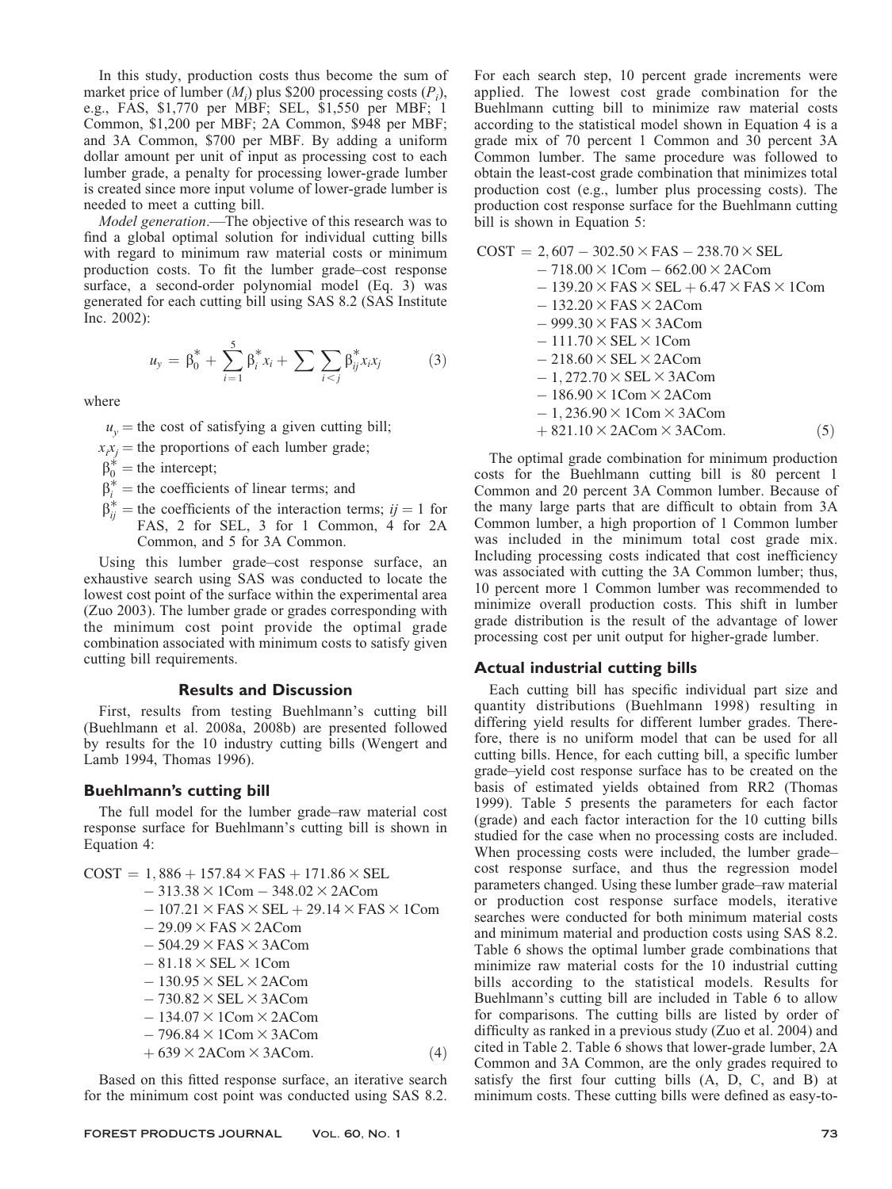In this study, production costs thus become the sum of market price of lumber ($M_i$) plus \$200 processing costs ($P_i$), e.g., FAS, \$1,770 per MBF; SEL, \$1,550 per MBF; 1 Common, \$1,200 per MBF; 2A Common, \$948 per MBF; and 3A Common, \$700 per MBF. By adding a uniform dollar amount per unit of input as processing cost to each lumber grade, a penalty for processing lower-grade lumber is created since more input volume of lower-grade lumber is needed to meet a cutting bill.

*Model generation*.—The objective of this research was to find a global optimal solution for individual cutting bills with regard to minimum raw material costs or minimum production costs. To fit the lumber grade–cost response surface, a second-order polynomial model (Eq. 3) was generated for each cutting bill using SAS 8.2 (SAS Institute Inc. 2002):

$$u_y = \beta_0^* + \sum_{i=1}^{5} \beta_i^* x_i + \sum \sum_{i<j} \beta_{ij}^* x_i x_j \qquad (3)$$

where

- $u_y$ = the cost of satisfying a given cutting bill;
- $x_i x_j$ = the proportions of each lumber grade;
- $\beta_0^*$ = the intercept;
- $\beta_i^*$ = the coefficients of linear terms; and
- $\beta_{ij}^*$ = the coefficients of the interaction terms; $ij$ = 1 for FAS, 2 for SEL, 3 for 1 Common, 4 for 2A Common, and 5 for 3A Common.

Using this lumber grade–cost response surface, an exhaustive search using SAS was conducted to locate the lowest cost point of the surface within the experimental area (Zuo 2003). The lumber grade or grades corresponding with the minimum cost point provide the optimal grade combination associated with minimum costs to satisfy given cutting bill requirements.

## Results and Discussion

First, results from testing Buehlmann's cutting bill (Buehlmann et al. 2008a, 2008b) are presented followed by results for the 10 industry cutting bills (Wengert and Lamb 1994, Thomas 1996).

### Buehlmann's cutting bill

The full model for the lumber grade–raw material cost response surface for Buehlmann's cutting bill is shown in Equation 4:

$$\begin{aligned}
\text{COST} = {} & 1{,}886 + 157.84 \times \text{FAS} + 171.86 \times \text{SEL} \\
& - 313.38 \times \text{1Com} - 348.02 \times \text{2ACom} \\
& - 107.21 \times \text{FAS} \times \text{SEL} + 29.14 \times \text{FAS} \times \text{1Com} \\
& - 29.09 \times \text{FAS} \times \text{2ACom} \\
& - 504.29 \times \text{FAS} \times \text{3ACom} \\
& - 81.18 \times \text{SEL} \times \text{1Com} \\
& - 130.95 \times \text{SEL} \times \text{2ACom} \\
& - 730.82 \times \text{SEL} \times \text{3ACom} \\
& - 134.07 \times \text{1Com} \times \text{2ACom} \\
& - 796.84 \times \text{1Com} \times \text{3ACom} \\
& + 639 \times \text{2ACom} \times \text{3ACom}.
\end{aligned} \qquad (4)$$

Based on this fitted response surface, an iterative search for the minimum cost point was conducted using SAS 8.2. For each search step, 10 percent grade increments were applied. The lowest cost grade combination for the Buehlmann cutting bill to minimize raw material costs according to the statistical model shown in Equation 4 is a grade mix of 70 percent 1 Common and 30 percent 3A Common lumber. The same procedure was followed to obtain the least-cost grade combination that minimizes total production cost (e.g., lumber plus processing costs). The production cost response surface for the Buehlmann cutting bill is shown in Equation 5:

$$\begin{aligned}
\text{COST} = {} & 2{,}607 - 302.50 \times \text{FAS} - 238.70 \times \text{SEL} \\
& - 718.00 \times \text{1Com} - 662.00 \times \text{2ACom} \\
& - 139.20 \times \text{FAS} \times \text{SEL} + 6.47 \times \text{FAS} \times \text{1Com} \\
& - 132.20 \times \text{FAS} \times \text{2ACom} \\
& - 999.30 \times \text{FAS} \times \text{3ACom} \\
& - 111.70 \times \text{SEL} \times \text{1Com} \\
& - 218.60 \times \text{SEL} \times \text{2ACom} \\
& - 1{,}272.70 \times \text{SEL} \times \text{3ACom} \\
& - 186.90 \times \text{1Com} \times \text{2ACom} \\
& - 1{,}236.90 \times \text{1Com} \times \text{3ACom} \\
& + 821.10 \times \text{2ACom} \times \text{3ACom}.
\end{aligned} \qquad (5)$$

The optimal grade combination for minimum production costs for the Buehlmann cutting bill is 80 percent 1 Common and 20 percent 3A Common lumber. Because of the many large parts that are difficult to obtain from 3A Common lumber, a high proportion of 1 Common lumber was included in the minimum total cost grade mix. Including processing costs indicated that cost inefficiency was associated with cutting the 3A Common lumber; thus, 10 percent more 1 Common lumber was recommended to minimize overall production costs. This shift in lumber grade distribution is the result of the advantage of lower processing cost per unit output for higher-grade lumber.

### Actual industrial cutting bills

Each cutting bill has specific individual part size and quantity distributions (Buehlmann 1998) resulting in differing yield results for different lumber grades. Therefore, there is no uniform model that can be used for all cutting bills. Hence, for each cutting bill, a specific lumber grade–yield cost response surface has to be created on the basis of estimated yields obtained from RR2 (Thomas 1999). Table 5 presents the parameters for each factor (grade) and each factor interaction for the 10 cutting bills studied for the case when no processing costs are included. When processing costs were included, the lumber grade–cost response surface, and thus the regression model parameters changed. Using these lumber grade–raw material or production cost response surface models, iterative searches were conducted for both minimum material costs and minimum material and production costs using SAS 8.2. Table 6 shows the optimal lumber grade combinations that minimize raw material costs for the 10 industrial cutting bills according to the statistical models. Results for Buehlmann's cutting bill are included in Table 6 to allow for comparisons. The cutting bills are listed by order of difficulty as ranked in a previous study (Zuo et al. 2004) and cited in Table 2. Table 6 shows that lower-grade lumber, 2A Common and 3A Common, are the only grades required to satisfy the first four cutting bills (A, D, C, and B) at minimum costs. These cutting bills were defined as easy-to-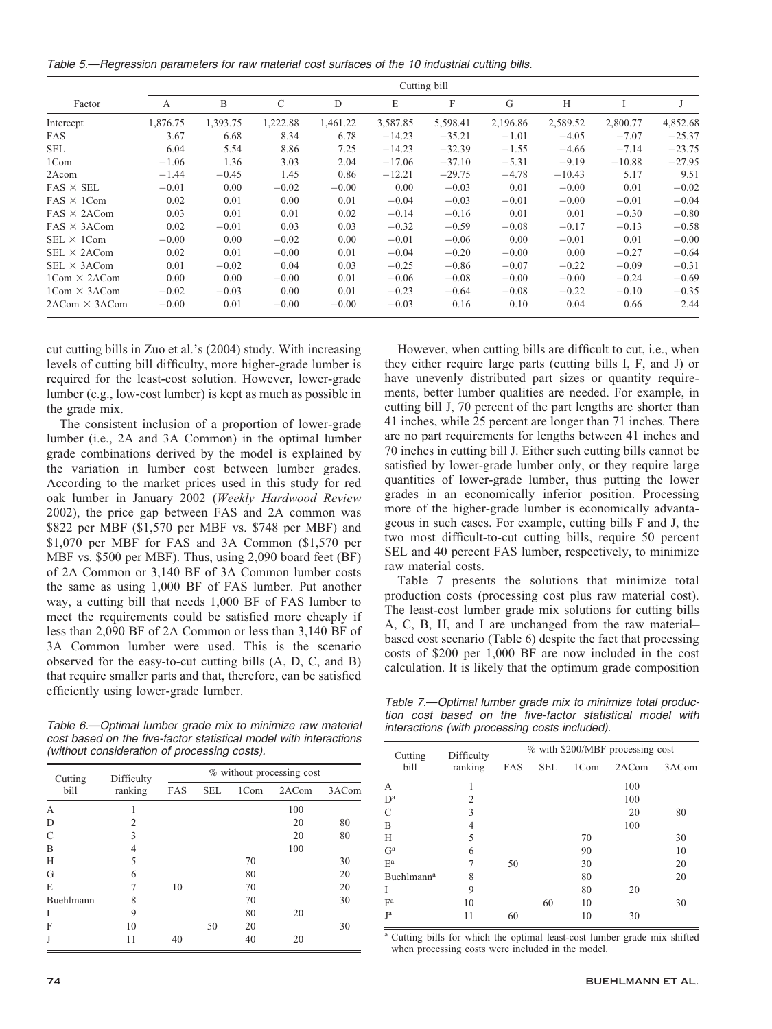Table 5.—Regression parameters for raw material cost surfaces of the 10 industrial cutting bills.

| Factor | Cutting bill | | | | | | | | | |
|---|---|---|---|---|---|---|---|---|---|---|
| | A | B | C | D | E | F | G | H | I | J |
| Intercept | 1,876.75 | 1,393.75 | 1,222.88 | 1,461.22 | 3,587.85 | 5,598.41 | 2,196.86 | 2,589.52 | 2,800.77 | 4,852.68 |
| FAS | 3.67 | 6.68 | 8.34 | 6.78 | −14.23 | −35.21 | −1.01 | −4.05 | −7.07 | −25.37 |
| SEL | 6.04 | 5.54 | 8.86 | 7.25 | −14.23 | −32.39 | −1.55 | −4.66 | −7.14 | −23.75 |
| 1Com | −1.06 | 1.36 | 3.03 | 2.04 | −17.06 | −37.10 | −5.31 | −9.19 | −10.88 | −27.95 |
| 2Acom | −1.44 | −0.45 | 1.45 | 0.86 | −12.21 | −29.75 | −4.78 | −10.43 | 5.17 | 9.51 |
| FAS × SEL | −0.01 | 0.00 | −0.02 | −0.00 | 0.00 | −0.03 | 0.01 | −0.00 | 0.01 | −0.02 |
| FAS × 1Com | 0.02 | 0.01 | 0.00 | 0.01 | −0.04 | −0.03 | −0.01 | −0.00 | −0.01 | −0.04 |
| FAS × 2ACom | 0.03 | 0.01 | 0.01 | 0.02 | −0.14 | −0.16 | 0.01 | 0.01 | −0.30 | −0.80 |
| FAS × 3ACom | 0.02 | −0.01 | 0.03 | 0.03 | −0.32 | −0.59 | −0.08 | −0.17 | −0.13 | −0.58 |
| SEL × 1Com | −0.00 | 0.00 | −0.02 | 0.00 | −0.01 | −0.06 | 0.00 | −0.01 | 0.01 | −0.00 |
| SEL × 2ACom | 0.02 | 0.01 | −0.00 | 0.01 | −0.04 | −0.20 | −0.00 | 0.00 | −0.27 | −0.64 |
| SEL × 3ACom | 0.01 | −0.02 | 0.04 | 0.03 | −0.25 | −0.86 | −0.07 | −0.22 | −0.09 | −0.31 |
| 1Com × 2ACom | 0.00 | 0.00 | −0.00 | 0.01 | −0.06 | −0.08 | −0.00 | −0.00 | −0.24 | −0.69 |
| 1Com × 3ACom | −0.02 | −0.03 | 0.00 | 0.01 | −0.23 | −0.64 | −0.08 | −0.22 | −0.10 | −0.35 |
| 2ACom × 3ACom | −0.00 | 0.01 | −0.00 | −0.00 | −0.03 | 0.16 | 0.10 | 0.04 | 0.66 | 2.44 |

cut cutting bills in Zuo et al.'s (2004) study. With increasing levels of cutting bill difficulty, more higher-grade lumber is required for the least-cost solution. However, lower-grade lumber (e.g., low-cost lumber) is kept as much as possible in the grade mix.

The consistent inclusion of a proportion of lower-grade lumber (i.e., 2A and 3A Common) in the optimal lumber grade combinations derived by the model is explained by the variation in lumber cost between lumber grades. According to the market prices used in this study for red oak lumber in January 2002 (*Weekly Hardwood Review* 2002), the price gap between FAS and 2A common was \$822 per MBF (\$1,570 per MBF vs. \$748 per MBF) and \$1,070 per MBF for FAS and 3A Common (\$1,570 per MBF vs. \$500 per MBF). Thus, using 2,090 board feet (BF) of 2A Common or 3,140 BF of 3A Common lumber costs the same as using 1,000 BF of FAS lumber. Put another way, a cutting bill that needs 1,000 BF of FAS lumber to meet the requirements could be satisfied more cheaply if less than 2,090 BF of 2A Common or less than 3,140 BF of 3A Common lumber were used. This is the scenario observed for the easy-to-cut cutting bills (A, D, C, and B) that require smaller parts and that, therefore, can be satisfied efficiently using lower-grade lumber.

Table 6.—Optimal lumber grade mix to minimize raw material cost based on the five-factor statistical model with interactions (without consideration of processing costs).

| Cutting bill | Difficulty ranking | % without processing cost | | | | |
|---|---|---|---|---|---|---|
| | | FAS | SEL | 1Com | 2ACom | 3ACom |
| A | 1 | | | | 100 | |
| D | 2 | | | | 20 | 80 |
| C | 3 | | | | 20 | 80 |
| B | 4 | | | | 100 | |
| H | 5 | | | 70 | | 30 |
| G | 6 | | | 80 | | 20 |
| E | 7 | 10 | | 70 | | 20 |
| Buehlmann | 8 | | | 70 | | 30 |
| I | 9 | | | 80 | 20 | |
| F | 10 | | 50 | 20 | | 30 |
| J | 11 | 40 | | 40 | 20 | |

However, when cutting bills are difficult to cut, i.e., when they either require large parts (cutting bills I, F, and J) or have unevenly distributed part sizes or quantity requirements, better lumber qualities are needed. For example, in cutting bill J, 70 percent of the part lengths are shorter than 41 inches, while 25 percent are longer than 71 inches. There are no part requirements for lengths between 41 inches and 70 inches in cutting bill J. Either such cutting bills cannot be satisfied by lower-grade lumber only, or they require large quantities of lower-grade lumber, thus putting the lower grades in an economically inferior position. Processing more of the higher-grade lumber is economically advantageous in such cases. For example, cutting bills F and J, the two most difficult-to-cut cutting bills, require 50 percent SEL and 40 percent FAS lumber, respectively, to minimize raw material costs.

Table 7 presents the solutions that minimize total production costs (processing cost plus raw material cost). The least-cost lumber grade mix solutions for cutting bills A, C, B, H, and I are unchanged from the raw material–based cost scenario (Table 6) despite the fact that processing costs of \$200 per 1,000 BF are now included in the cost calculation. It is likely that the optimum grade composition

Table 7.—Optimal lumber grade mix to minimize total production cost based on the five-factor statistical model with interactions (with processing costs included).

| Cutting bill | Difficulty ranking | % with \$200/MBF processing cost | | | | |
|---|---|---|---|---|---|---|
| | | FAS | SEL | 1Com | 2ACom | 3ACom |
| A | 1 | | | | 100 | |
| D[a] | 2 | | | | 100 | |
| C | 3 | | | | 20 | 80 |
| B | 4 | | | | 100 | |
| H | 5 | | | 70 | | 30 |
| G[a] | 6 | | | 90 | | 10 |
| E[a] | 7 | 50 | | 30 | | 20 |
| Buehlmann[a] | 8 | | | 80 | | 20 |
| I | 9 | | | 80 | 20 | |
| F[a] | 10 | | 60 | 10 | | 30 |
| J[a] | 11 | 60 | | 10 | 30 | |

[a] Cutting bills for which the optimal least-cost lumber grade mix shifted when processing costs were included in the model.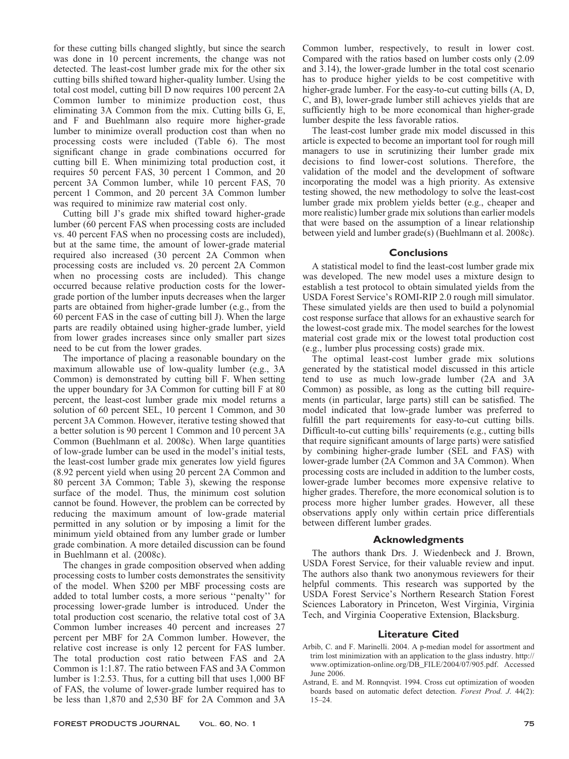for these cutting bills changed slightly, but since the search was done in 10 percent increments, the change was not detected. The least-cost lumber grade mix for the other six cutting bills shifted toward higher-quality lumber. Using the total cost model, cutting bill D now requires 100 percent 2A Common lumber to minimize production cost, thus eliminating 3A Common from the mix. Cutting bills G, E, and F and Buehlmann also require more higher-grade lumber to minimize overall production cost than when no processing costs were included (Table 6). The most significant change in grade combinations occurred for cutting bill E. When minimizing total production cost, it requires 50 percent FAS, 30 percent 1 Common, and 20 percent 3A Common lumber, while 10 percent FAS, 70 percent 1 Common, and 20 percent 3A Common lumber was required to minimize raw material cost only.

Cutting bill J's grade mix shifted toward higher-grade lumber (60 percent FAS when processing costs are included vs. 40 percent FAS when no processing costs are included), but at the same time, the amount of lower-grade material required also increased (30 percent 2A Common when processing costs are included vs. 20 percent 2A Common when no processing costs are included). This change occurred because relative production costs for the lower-grade portion of the lumber inputs decreases when the larger parts are obtained from higher-grade lumber (e.g., from the 60 percent FAS in the case of cutting bill J). When the large parts are readily obtained using higher-grade lumber, yield from lower grades increases since only smaller part sizes need to be cut from the lower grades.

The importance of placing a reasonable boundary on the maximum allowable use of low-quality lumber (e.g., 3A Common) is demonstrated by cutting bill F. When setting the upper boundary for 3A Common for cutting bill F at 80 percent, the least-cost lumber grade mix model returns a solution of 60 percent SEL, 10 percent 1 Common, and 30 percent 3A Common. However, iterative testing showed that a better solution is 90 percent 1 Common and 10 percent 3A Common (Buehlmann et al. 2008c). When large quantities of low-grade lumber can be used in the model's initial tests, the least-cost lumber grade mix generates low yield figures (8.92 percent yield when using 20 percent 2A Common and 80 percent 3A Common; Table 3), skewing the response surface of the model. Thus, the minimum cost solution cannot be found. However, the problem can be corrected by reducing the maximum amount of low-grade material permitted in any solution or by imposing a limit for the minimum yield obtained from any lumber grade or lumber grade combination. A more detailed discussion can be found in Buehlmann et al. (2008c).

The changes in grade composition observed when adding processing costs to lumber costs demonstrates the sensitivity of the model. When \$200 per MBF processing costs are added to total lumber costs, a more serious ''penalty'' for processing lower-grade lumber is introduced. Under the total production cost scenario, the relative total cost of 3A Common lumber increases 40 percent and increases 27 percent per MBF for 2A Common lumber. However, the relative cost increase is only 12 percent for FAS lumber. The total production cost ratio between FAS and 2A Common is 1:1.87. The ratio between FAS and 3A Common lumber is 1:2.53. Thus, for a cutting bill that uses 1,000 BF of FAS, the volume of lower-grade lumber required has to be less than 1,870 and 2,530 BF for 2A Common and 3A Common lumber, respectively, to result in lower cost. Compared with the ratios based on lumber costs only (2.09 and 3.14), the lower-grade lumber in the total cost scenario has to produce higher yields to be cost competitive with higher-grade lumber. For the easy-to-cut cutting bills (A, D, C, and B), lower-grade lumber still achieves yields that are sufficiently high to be more economical than higher-grade lumber despite the less favorable ratios.

The least-cost lumber grade mix model discussed in this article is expected to become an important tool for rough mill managers to use in scrutinizing their lumber grade mix decisions to find lower-cost solutions. Therefore, the validation of the model and the development of software incorporating the model was a high priority. As extensive testing showed, the new methodology to solve the least-cost lumber grade mix problem yields better (e.g., cheaper and more realistic) lumber grade mix solutions than earlier models that were based on the assumption of a linear relationship between yield and lumber grade(s) (Buehlmann et al. 2008c).

## Conclusions

A statistical model to find the least-cost lumber grade mix was developed. The new model uses a mixture design to establish a test protocol to obtain simulated yields from the USDA Forest Service's ROMI-RIP 2.0 rough mill simulator. These simulated yields are then used to build a polynomial cost response surface that allows for an exhaustive search for the lowest-cost grade mix. The model searches for the lowest material cost grade mix or the lowest total production cost (e.g., lumber plus processing costs) grade mix.

The optimal least-cost lumber grade mix solutions generated by the statistical model discussed in this article tend to use as much low-grade lumber (2A and 3A Common) as possible, as long as the cutting bill requirements (in particular, large parts) still can be satisfied. The model indicated that low-grade lumber was preferred to fulfill the part requirements for easy-to-cut cutting bills. Difficult-to-cut cutting bills' requirements (e.g., cutting bills that require significant amounts of large parts) were satisfied by combining higher-grade lumber (SEL and FAS) with lower-grade lumber (2A Common and 3A Common). When processing costs are included in addition to the lumber costs, lower-grade lumber becomes more expensive relative to higher grades. Therefore, the more economical solution is to process more higher lumber grades. However, all these observations apply only within certain price differentials between different lumber grades.

## Acknowledgments

The authors thank Drs. J. Wiedenbeck and J. Brown, USDA Forest Service, for their valuable review and input. The authors also thank two anonymous reviewers for their helpful comments. This research was supported by the USDA Forest Service's Northern Research Station Forest Sciences Laboratory in Princeton, West Virginia, Virginia Tech, and Virginia Cooperative Extension, Blacksburg.

## Literature Cited

Arbib, C. and F. Marinelli. 2004. A p-median model for assortment and trim lost minimization with an application to the glass industry. http://www.optimization-online.org/DB_FILE/2004/07/905.pdf. Accessed June 2006.

Astrand, E. and M. Ronnqvist. 1994. Cross cut optimization of wooden boards based on automatic defect detection. *Forest Prod. J.* 44(2): 15–24.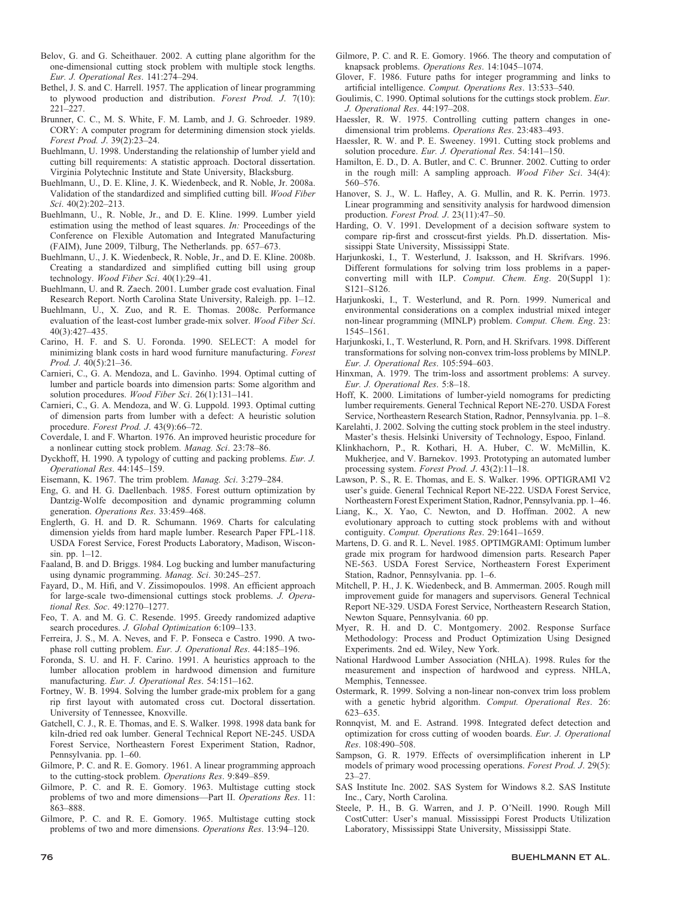Belov, G. and G. Scheithauer. 2002. A cutting plane algorithm for the one-dimensional cutting stock problem with multiple stock lengths. *Eur. J. Operational Res*. 141:274–294.

Bethel, J. S. and C. Harrell. 1957. The application of linear programming to plywood production and distribution. *Forest Prod. J*. 7(10): 221–227.

Brunner, C. C., M. S. White, F. M. Lamb, and J. G. Schroeder. 1989. CORY: A computer program for determining dimension stock yields. *Forest Prod. J*. 39(2):23–24.

Buehlmann, U. 1998. Understanding the relationship of lumber yield and cutting bill requirements: A statistic approach. Doctoral dissertation. Virginia Polytechnic Institute and State University, Blacksburg.

Buehlmann, U., D. E. Kline, J. K. Wiedenbeck, and R. Noble, Jr. 2008a. Validation of the standardized and simplified cutting bill. *Wood Fiber Sci*. 40(2):202–213.

Buehlmann, U., R. Noble, Jr., and D. E. Kline. 1999. Lumber yield estimation using the method of least squares. *In:* Proceedings of the Conference on Flexible Automation and Integrated Manufacturing (FAIM), June 2009, Tilburg, The Netherlands. pp. 657–673.

Buehlmann, U., J. K. Wiedenbeck, R. Noble, Jr., and D. E. Kline. 2008b. Creating a standardized and simplified cutting bill using group technology. *Wood Fiber Sci*. 40(1):29–41.

Buehlmann, U. and R. Zaech. 2001. Lumber grade cost evaluation. Final Research Report. North Carolina State University, Raleigh. pp. 1–12.

Buehlmann, U., X. Zuo, and R. E. Thomas. 2008c. Performance evaluation of the least-cost lumber grade-mix solver. *Wood Fiber Sci*. 40(3):427–435.

Carino, H. F. and S. U. Foronda. 1990. SELECT: A model for minimizing blank costs in hard wood furniture manufacturing. *Forest Prod. J*. 40(5):21–36.

Carnieri, C., G. A. Mendoza, and L. Gavinho. 1994. Optimal cutting of lumber and particle boards into dimension parts: Some algorithm and solution procedures. *Wood Fiber Sci*. 26(1):131–141.

Carnieri, C., G. A. Mendoza, and W. G. Luppold. 1993. Optimal cutting of dimension parts from lumber with a defect: A heuristic solution procedure. *Forest Prod. J*. 43(9):66–72.

Coverdale, I. and F. Wharton. 1976. An improved heuristic procedure for a nonlinear cutting stock problem. *Manag. Sci*. 23:78–86.

Dyckhoff, H. 1990. A typology of cutting and packing problems. *Eur. J. Operational Res*. 44:145–159.

Eisemann, K. 1967. The trim problem. *Manag. Sci*. 3:279–284.

Eng, G. and H. G. Daellenbach. 1985. Forest outturn optimization by Dantzig-Wolfe decomposition and dynamic programming column generation. *Operations Res*. 33:459–468.

Englerth, G. H. and D. R. Schumann. 1969. Charts for calculating dimension yields from hard maple lumber. Research Paper FPL-118. USDA Forest Service, Forest Products Laboratory, Madison, Wisconsin. pp. 1–12.

Faaland, B. and D. Briggs. 1984. Log bucking and lumber manufacturing using dynamic programming. *Manag. Sci*. 30:245–257.

Fayard, D., M. Hifi, and V. Zissimopoulos. 1998. An efficient approach for large-scale two-dimensional cuttings stock problems. *J. Operational Res. Soc*. 49:1270–1277.

Feo, T. A. and M. G. C. Resende. 1995. Greedy randomized adaptive search procedures. *J. Global Optimization* 6:109–133.

Ferreira, J. S., M. A. Neves, and F. P. Fonseca e Castro. 1990. A two-phase roll cutting problem. *Eur. J. Operational Res*. 44:185–196.

Foronda, S. U. and H. F. Carino. 1991. A heuristics approach to the lumber allocation problem in hardwood dimension and furniture manufacturing. *Eur. J. Operational Res*. 54:151–162.

Fortney, W. B. 1994. Solving the lumber grade-mix problem for a gang rip first layout with automated cross cut. Doctoral dissertation. University of Tennessee, Knoxville.

Gatchell, C. J., R. E. Thomas, and E. S. Walker. 1998. 1998 data bank for kiln-dried red oak lumber. General Technical Report NE-245. USDA Forest Service, Northeastern Forest Experiment Station, Radnor, Pennsylvania. pp. 1–60.

Gilmore, P. C. and R. E. Gomory. 1961. A linear programming approach to the cutting-stock problem. *Operations Res*. 9:849–859.

Gilmore, P. C. and R. E. Gomory. 1963. Multistage cutting stock problems of two and more dimensions—Part II. *Operations Res*. 11: 863–888.

Gilmore, P. C. and R. E. Gomory. 1965. Multistage cutting stock problems of two and more dimensions. *Operations Res*. 13:94–120.

Gilmore, P. C. and R. E. Gomory. 1966. The theory and computation of knapsack problems. *Operations Res*. 14:1045–1074.

Glover, F. 1986. Future paths for integer programming and links to artificial intelligence. *Comput. Operations Res*. 13:533–540.

Goulimis, C. 1990. Optimal solutions for the cuttings stock problem. *Eur. J. Operational Res*. 44:197–208.

Haessler, R. W. 1975. Controlling cutting pattern changes in one-dimensional trim problems. *Operations Res*. 23:483–493.

Haessler, R. W. and P. E. Sweeney. 1991. Cutting stock problems and solution procedure. *Eur. J. Operational Res*. 54:141–150.

Hamilton, E. D., D. A. Butler, and C. C. Brunner. 2002. Cutting to order in the rough mill: A sampling approach. *Wood Fiber Sci*. 34(4): 560–576.

Hanover, S. J., W. L. Hafley, A. G. Mullin, and R. K. Perrin. 1973. Linear programming and sensitivity analysis for hardwood dimension production. *Forest Prod. J*. 23(11):47–50.

Harding, O. V. 1991. Development of a decision software system to compare rip-first and crosscut-first yields. Ph.D. dissertation. Mississippi State University, Mississippi State.

Harjunkoski, I., T. Westerlund, J. Isaksson, and H. Skrifvars. 1996. Different formulations for solving trim loss problems in a paper-converting mill with ILP. *Comput. Chem. Eng*. 20(Suppl 1): S121–S126.

Harjunkoski, I., T. Westerlund, and R. Porn. 1999. Numerical and environmental considerations on a complex industrial mixed integer non-linear programming (MINLP) problem. *Comput. Chem. Eng*. 23: 1545–1561.

Harjunkoski, I., T. Westerlund, R. Porn, and H. Skrifvars. 1998. Different transformations for solving non-convex trim-loss problems by MINLP. *Eur. J. Operational Res*. 105:594–603.

Hinxman, A. 1979. The trim-loss and assortment problems: A survey. *Eur. J. Operational Res*. 5:8–18.

Hoff, K. 2000. Limitations of lumber-yield nomograms for predicting lumber requirements. General Technical Report NE-270. USDA Forest Service, Northeastern Research Station, Radnor, Pennsylvania. pp. 1–8.

Karelahti, J. 2002. Solving the cutting stock problem in the steel industry. Master's thesis. Helsinki University of Technology, Espoo, Finland.

Klinkhachorn, P., R. Kothari, H. A. Huber, C. W. McMillin, K. Mukherjee, and V. Barnekov. 1993. Prototyping an automated lumber processing system. *Forest Prod. J*. 43(2):11–18.

Lawson, P. S., R. E. Thomas, and E. S. Walker. 1996. OPTIGRAMI V2 user's guide. General Technical Report NE-222. USDA Forest Service, Northeastern Forest Experiment Station, Radnor, Pennsylvania. pp. 1–46.

Liang, K., X. Yao, C. Newton, and D. Hoffman. 2002. A new evolutionary approach to cutting stock problems with and without contiguity. *Comput. Operations Res*. 29:1641–1659.

Martens, D. G. and R. L. Nevel. 1985. OPTIMGRAMI: Optimum lumber grade mix program for hardwood dimension parts. Research Paper NE-563. USDA Forest Service, Northeastern Forest Experiment Station, Radnor, Pennsylvania. pp. 1–6.

Mitchell, P. H., J. K. Wiedenbeck, and B. Ammerman. 2005. Rough mill improvement guide for managers and supervisors. General Technical Report NE-329. USDA Forest Service, Northeastern Research Station, Newton Square, Pennsylvania. 60 pp.

Myer, R. H. and D. C. Montgomery. 2002. Response Surface Methodology: Process and Product Optimization Using Designed Experiments. 2nd ed. Wiley, New York.

National Hardwood Lumber Association (NHLA). 1998. Rules for the measurement and inspection of hardwood and cypress. NHLA, Memphis, Tennessee.

Ostermark, R. 1999. Solving a non-linear non-convex trim loss problem with a genetic hybrid algorithm. *Comput. Operational Res*. 26: 623–635.

Ronnqvist, M. and E. Astrand. 1998. Integrated defect detection and optimization for cross cutting of wooden boards. *Eur. J. Operational Res*. 108:490–508.

Sampson, G. R. 1979. Effects of oversimplification inherent in LP models of primary wood processing operations. *Forest Prod. J*. 29(5): 23–27.

SAS Institute Inc. 2002. SAS System for Windows 8.2. SAS Institute Inc., Cary, North Carolina.

Steele, P. H., B. G. Warren, and J. P. O'Neill. 1990. Rough Mill CostCutter: User's manual. Mississippi Forest Products Utilization Laboratory, Mississippi State University, Mississippi State.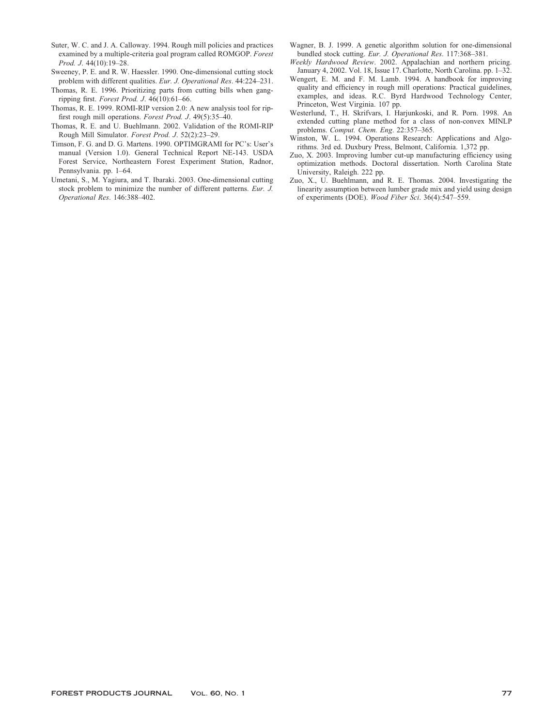Suter, W. C. and J. A. Calloway. 1994. Rough mill policies and practices examined by a multiple-criteria goal program called ROMGOP. *Forest Prod. J*. 44(10):19–28.

Sweeney, P. E. and R. W. Haessler. 1990. One-dimensional cutting stock problem with different qualities. *Eur. J. Operational Res*. 44:224–231.

Thomas, R. E. 1996. Prioritizing parts from cutting bills when gang-ripping first. *Forest Prod. J*. 46(10):61–66.

Thomas, R. E. 1999. ROMI-RIP version 2.0: A new analysis tool for rip-first rough mill operations. *Forest Prod. J*. 49(5):35–40.

Thomas, R. E. and U. Buehlmann. 2002. Validation of the ROMI-RIP Rough Mill Simulator. *Forest Prod. J*. 52(2):23–29.

Timson, F. G. and D. G. Martens. 1990. OPTIMGRAMI for PC's: User's manual (Version 1.0). General Technical Report NE-143. USDA Forest Service, Northeastern Forest Experiment Station, Radnor, Pennsylvania. pp. 1–64.

Umetani, S., M. Yagiura, and T. Ibaraki. 2003. One-dimensional cutting stock problem to minimize the number of different patterns. *Eur. J. Operational Res*. 146:388–402.

Wagner, B. J. 1999. A genetic algorithm solution for one-dimensional bundled stock cutting. *Eur. J. Operational Res*. 117:368–381.

*Weekly Hardwood Review*. 2002. Appalachian and northern pricing. January 4, 2002. Vol. 18, Issue 17. Charlotte, North Carolina. pp. 1–32.

Wengert, E. M. and F. M. Lamb. 1994. A handbook for improving quality and efficiency in rough mill operations: Practical guidelines, examples, and ideas. R.C. Byrd Hardwood Technology Center, Princeton, West Virginia. 107 pp.

Westerlund, T., H. Skrifvars, I. Harjunkoski, and R. Porn. 1998. An extended cutting plane method for a class of non-convex MINLP problems. *Comput. Chem. Eng*. 22:357–365.

Winston, W. L. 1994. Operations Research: Applications and Algorithms. 3rd ed. Duxbury Press, Belmont, California. 1,372 pp.

Zuo, X. 2003. Improving lumber cut-up manufacturing efficiency using optimization methods. Doctoral dissertation. North Carolina State University, Raleigh. 222 pp.

Zuo, X., U. Buehlmann, and R. E. Thomas. 2004. Investigating the linearity assumption between lumber grade mix and yield using design of experiments (DOE). *Wood Fiber Sci*. 36(4):547–559.